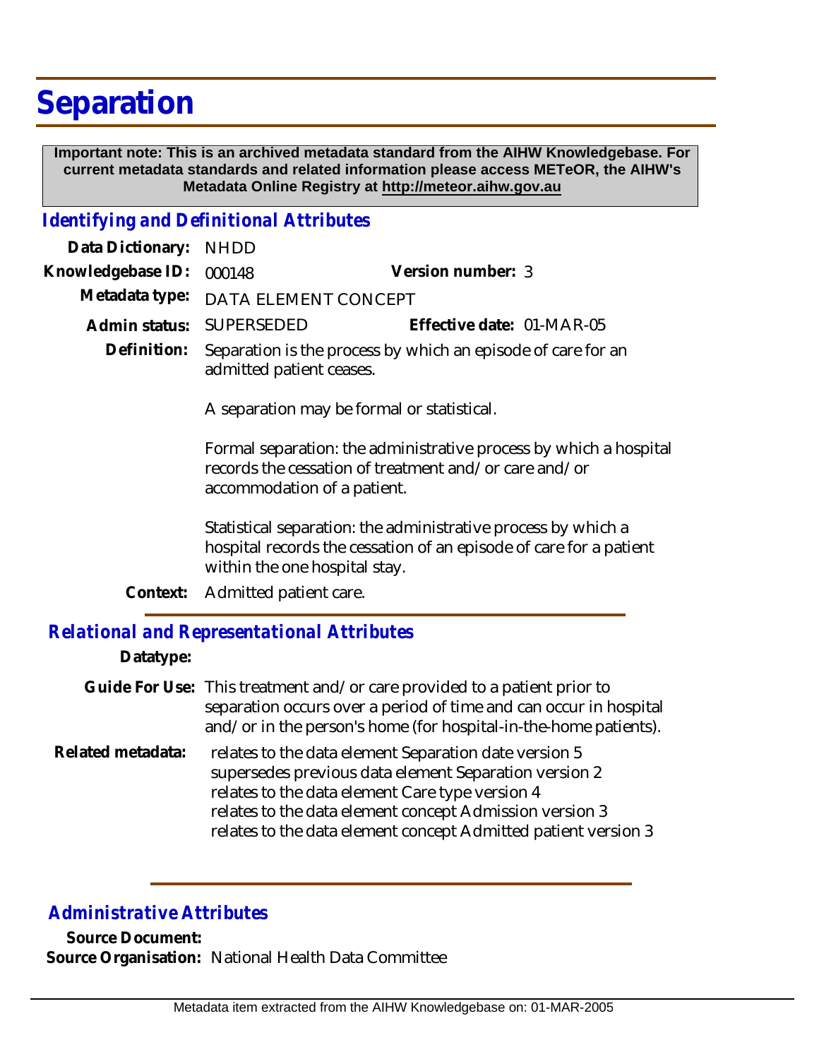# Separation

**Important note: This is an archived metadata standard from the AIHW Knowledgebase. For current metadata standards and related information please access METeOR, the AIHW's Metadata Online Registry at http://meteor.aihw.gov.au**

## *Identifying and Definitional Attributes*

**Data Dictionary:** NHDD

**Knowledgebase ID:** 000148 **Version number:** 3

**Metadata type:** DATA ELEMENT CONCEPT

**Admin status:** SUPERSEDED **Effective date:** 01-MAR-05

**Definition:** Separation is the process by which an episode of care for an admitted patient ceases.

A separation may be formal or statistical.

Formal separation: the administrative process by which a hospital records the cessation of treatment and/or care and/or accommodation of a patient.

Statistical separation: the administrative process by which a hospital records the cessation of an episode of care for a patient within the one hospital stay.

**Context:** Admitted patient care.

## *Relational and Representational Attributes*

**Datatype:**

**Guide For Use:** This treatment and/or care provided to a patient prior to separation occurs over a period of time and can occur in hospital and/or in the person's home (for hospital-in-the-home patients).

**Related metadata:**
relates to the data element Separation date version 5
supersedes previous data element Separation version 2
relates to the data element Care type version 4
relates to the data element concept Admission version 3
relates to the data element concept Admitted patient version 3

## *Administrative Attributes*

**Source Document:**

**Source Organisation:** National Health Data Committee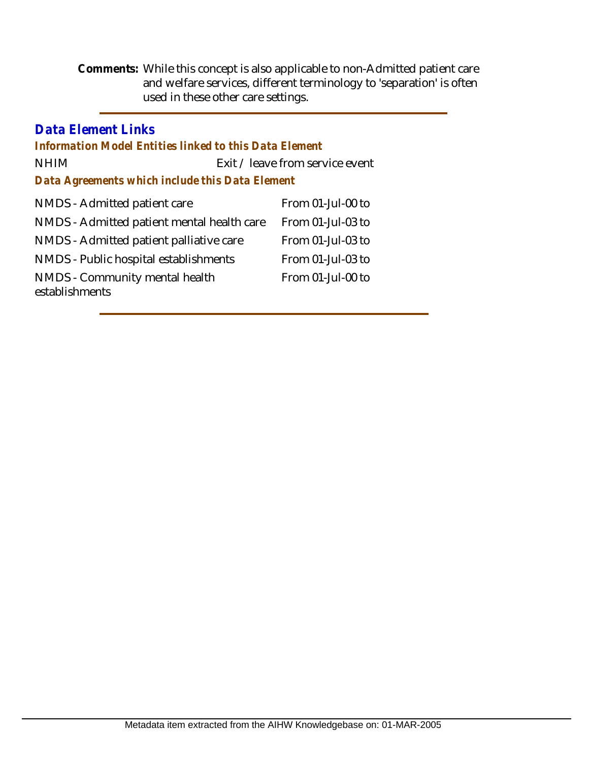**Comments:** While this concept is also applicable to non-Admitted patient care and welfare services, different terminology to 'separation' is often used in these other care settings.

## Data Element Links

### Information Model Entities linked to this Data Element

| | |
|---|---|
| NHIM | Exit / leave from service event |

### Data Agreements which include this Data Element

| | |
|---|---|
| NMDS - Admitted patient care | From 01-Jul-00 to |
| NMDS - Admitted patient mental health care | From 01-Jul-03 to |
| NMDS - Admitted patient palliative care | From 01-Jul-03 to |
| NMDS - Public hospital establishments | From 01-Jul-03 to |
| NMDS - Community mental health establishments | From 01-Jul-00 to |

Metadata item extracted from the AIHW Knowledgebase on: 01-MAR-2005